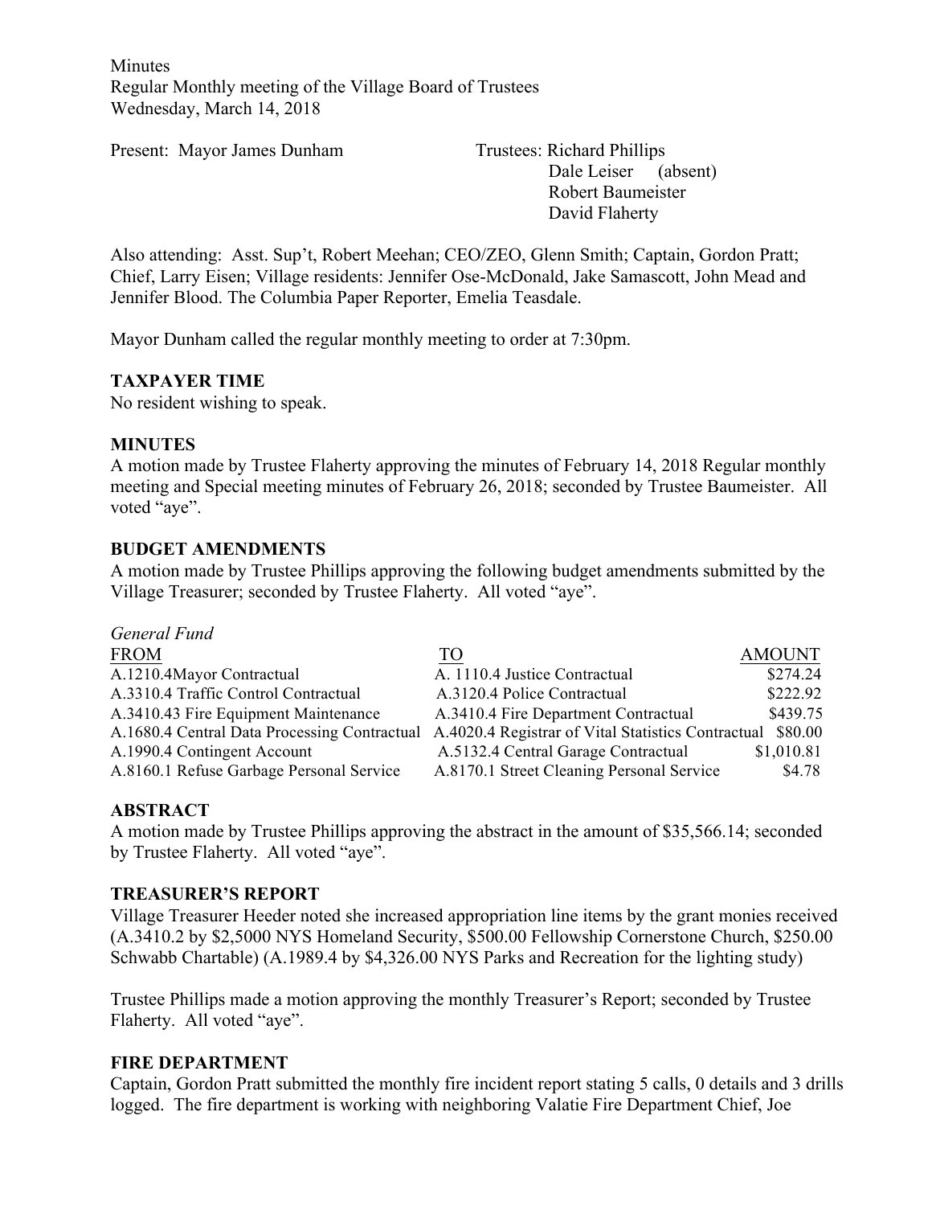Minutes
Regular Monthly meeting of the Village Board of Trustees
Wednesday, March 14, 2018

Present: Mayor James Dunham

Trustees: Richard Phillips
Dale Leiser (absent)
Robert Baumeister
David Flaherty

Also attending: Asst. Sup't, Robert Meehan; CEO/ZEO, Glenn Smith; Captain, Gordon Pratt; Chief, Larry Eisen; Village residents: Jennifer Ose-McDonald, Jake Samascott, John Mead and Jennifer Blood. The Columbia Paper Reporter, Emelia Teasdale.

Mayor Dunham called the regular monthly meeting to order at 7:30pm.

**TAXPAYER TIME**

No resident wishing to speak.

**MINUTES**

A motion made by Trustee Flaherty approving the minutes of February 14, 2018 Regular monthly meeting and Special meeting minutes of February 26, 2018; seconded by Trustee Baumeister. All voted "aye".

**BUDGET AMENDMENTS**

A motion made by Trustee Phillips approving the following budget amendments submitted by the Village Treasurer; seconded by Trustee Flaherty. All voted "aye".

*General Fund*

| FROM | TO | AMOUNT |
|---|---|---|
| A.1210.4Mayor Contractual | A. 1110.4 Justice Contractual | $274.24 |
| A.3310.4 Traffic Control Contractual | A.3120.4 Police Contractual | $222.92 |
| A.3410.43 Fire Equipment Maintenance | A.3410.4 Fire Department Contractual | $439.75 |
| A.1680.4 Central Data Processing Contractual | A.4020.4 Registrar of Vital Statistics Contractual | $80.00 |
| A.1990.4 Contingent Account | A.5132.4 Central Garage Contractual | $1,010.81 |
| A.8160.1 Refuse Garbage Personal Service | A.8170.1 Street Cleaning Personal Service | $4.78 |

**ABSTRACT**

A motion made by Trustee Phillips approving the abstract in the amount of $35,566.14; seconded by Trustee Flaherty. All voted "aye".

**TREASURER'S REPORT**

Village Treasurer Heeder noted she increased appropriation line items by the grant monies received (A.3410.2 by $2,5000 NYS Homeland Security, $500.00 Fellowship Cornerstone Church, $250.00 Schwabb Chartable) (A.1989.4 by $4,326.00 NYS Parks and Recreation for the lighting study)

Trustee Phillips made a motion approving the monthly Treasurer's Report; seconded by Trustee Flaherty. All voted "aye".

**FIRE DEPARTMENT**

Captain, Gordon Pratt submitted the monthly fire incident report stating 5 calls, 0 details and 3 drills logged. The fire department is working with neighboring Valatie Fire Department Chief, Joe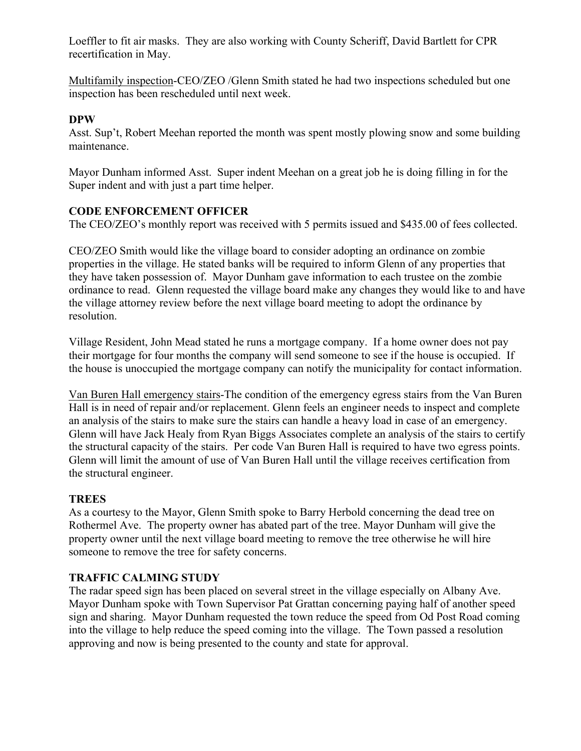Loeffler to fit air masks. They are also working with County Scheriff, David Bartlett for CPR recertification in May.

Multifamily inspection-CEO/ZEO /Glenn Smith stated he had two inspections scheduled but one inspection has been rescheduled until next week.

**DPW**

Asst. Sup't, Robert Meehan reported the month was spent mostly plowing snow and some building maintenance.

Mayor Dunham informed Asst. Super indent Meehan on a great job he is doing filling in for the Super indent and with just a part time helper.

**CODE ENFORCEMENT OFFICER**

The CEO/ZEO's monthly report was received with 5 permits issued and $435.00 of fees collected.

CEO/ZEO Smith would like the village board to consider adopting an ordinance on zombie properties in the village. He stated banks will be required to inform Glenn of any properties that they have taken possession of. Mayor Dunham gave information to each trustee on the zombie ordinance to read. Glenn requested the village board make any changes they would like to and have the village attorney review before the next village board meeting to adopt the ordinance by resolution.

Village Resident, John Mead stated he runs a mortgage company. If a home owner does not pay their mortgage for four months the company will send someone to see if the house is occupied. If the house is unoccupied the mortgage company can notify the municipality for contact information.

Van Buren Hall emergency stairs-The condition of the emergency egress stairs from the Van Buren Hall is in need of repair and/or replacement. Glenn feels an engineer needs to inspect and complete an analysis of the stairs to make sure the stairs can handle a heavy load in case of an emergency. Glenn will have Jack Healy from Ryan Biggs Associates complete an analysis of the stairs to certify the structural capacity of the stairs. Per code Van Buren Hall is required to have two egress points. Glenn will limit the amount of use of Van Buren Hall until the village receives certification from the structural engineer.

**TREES**

As a courtesy to the Mayor, Glenn Smith spoke to Barry Herbold concerning the dead tree on Rothermel Ave. The property owner has abated part of the tree. Mayor Dunham will give the property owner until the next village board meeting to remove the tree otherwise he will hire someone to remove the tree for safety concerns.

**TRAFFIC CALMING STUDY**

The radar speed sign has been placed on several street in the village especially on Albany Ave. Mayor Dunham spoke with Town Supervisor Pat Grattan concerning paying half of another speed sign and sharing. Mayor Dunham requested the town reduce the speed from Od Post Road coming into the village to help reduce the speed coming into the village. The Town passed a resolution approving and now is being presented to the county and state for approval.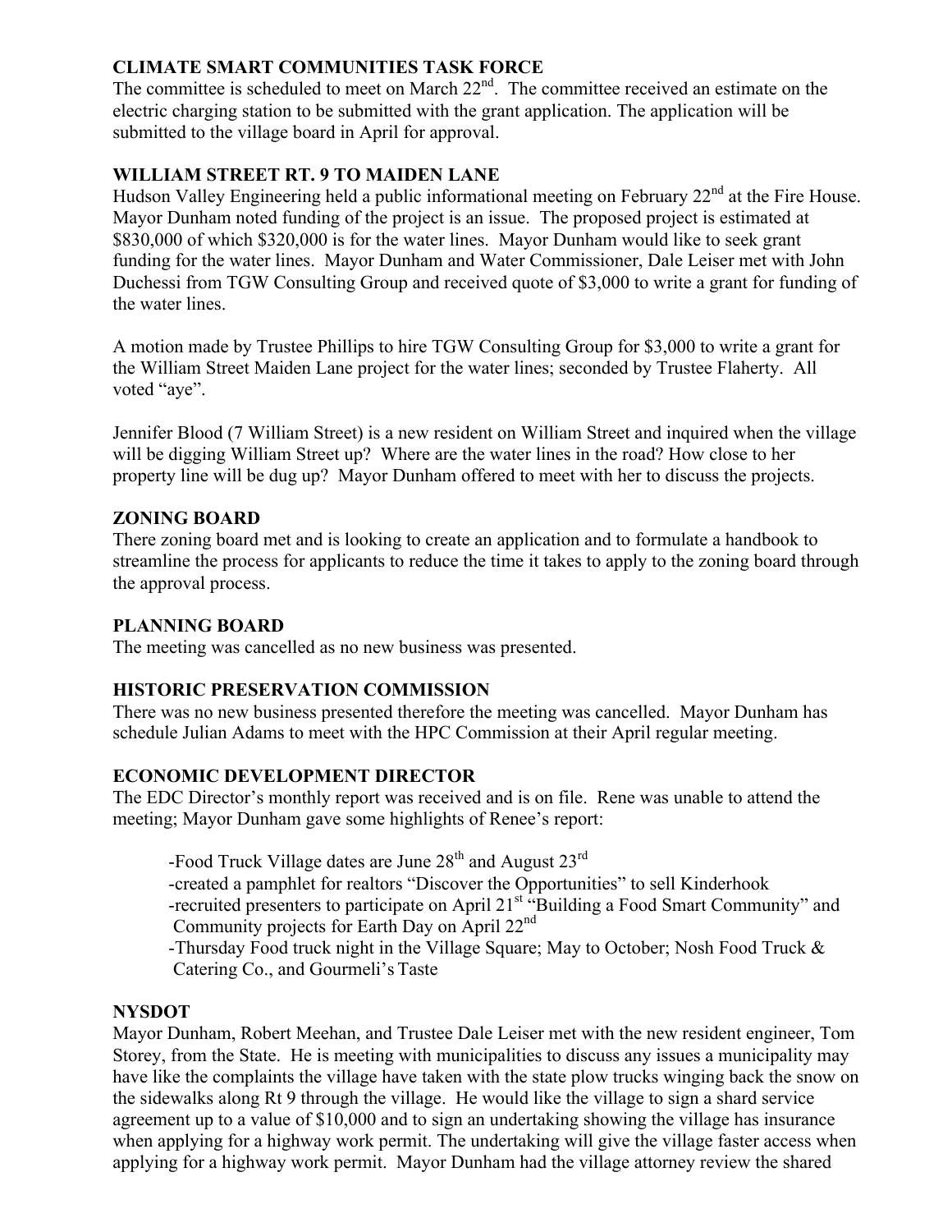**CLIMATE SMART COMMUNITIES TASK FORCE**
The committee is scheduled to meet on March 22nd. The committee received an estimate on the electric charging station to be submitted with the grant application. The application will be submitted to the village board in April for approval.

**WILLIAM STREET RT. 9 TO MAIDEN LANE**
Hudson Valley Engineering held a public informational meeting on February 22nd at the Fire House. Mayor Dunham noted funding of the project is an issue. The proposed project is estimated at $830,000 of which $320,000 is for the water lines. Mayor Dunham would like to seek grant funding for the water lines. Mayor Dunham and Water Commissioner, Dale Leiser met with John Duchessi from TGW Consulting Group and received quote of $3,000 to write a grant for funding of the water lines.

A motion made by Trustee Phillips to hire TGW Consulting Group for $3,000 to write a grant for the William Street Maiden Lane project for the water lines; seconded by Trustee Flaherty. All voted "aye".

Jennifer Blood (7 William Street) is a new resident on William Street and inquired when the village will be digging William Street up? Where are the water lines in the road? How close to her property line will be dug up? Mayor Dunham offered to meet with her to discuss the projects.

**ZONING BOARD**
There zoning board met and is looking to create an application and to formulate a handbook to streamline the process for applicants to reduce the time it takes to apply to the zoning board through the approval process.

**PLANNING BOARD**
The meeting was cancelled as no new business was presented.

**HISTORIC PRESERVATION COMMISSION**
There was no new business presented therefore the meeting was cancelled. Mayor Dunham has schedule Julian Adams to meet with the HPC Commission at their April regular meeting.

**ECONOMIC DEVELOPMENT DIRECTOR**
The EDC Director's monthly report was received and is on file. Rene was unable to attend the meeting; Mayor Dunham gave some highlights of Renee's report:

-Food Truck Village dates are June 28th and August 23rd
-created a pamphlet for realtors "Discover the Opportunities" to sell Kinderhook
-recruited presenters to participate on April 21st "Building a Food Smart Community" and Community projects for Earth Day on April 22nd
-Thursday Food truck night in the Village Square; May to October; Nosh Food Truck & Catering Co., and Gourmeli's Taste

**NYSDOT**
Mayor Dunham, Robert Meehan, and Trustee Dale Leiser met with the new resident engineer, Tom Storey, from the State. He is meeting with municipalities to discuss any issues a municipality may have like the complaints the village have taken with the state plow trucks winging back the snow on the sidewalks along Rt 9 through the village. He would like the village to sign a shard service agreement up to a value of $10,000 and to sign an undertaking showing the village has insurance when applying for a highway work permit. The undertaking will give the village faster access when applying for a highway work permit. Mayor Dunham had the village attorney review the shared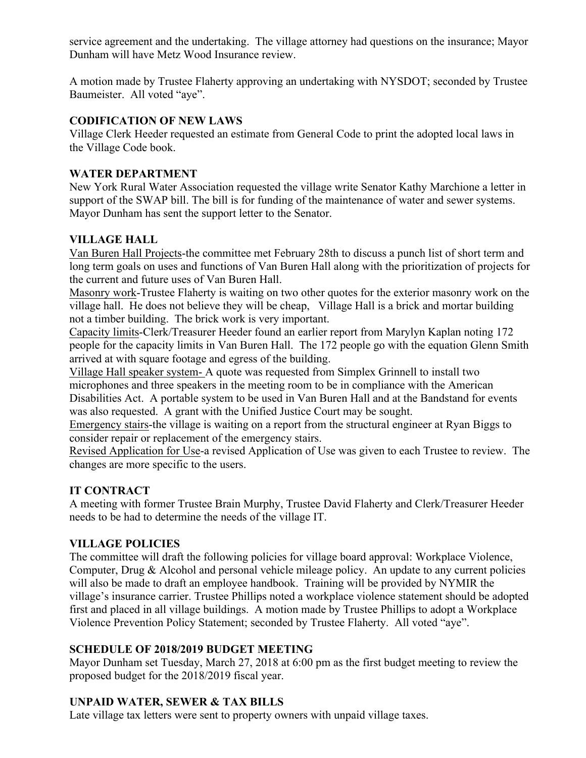service agreement and the undertaking. The village attorney had questions on the insurance; Mayor Dunham will have Metz Wood Insurance review.

A motion made by Trustee Flaherty approving an undertaking with NYSDOT; seconded by Trustee Baumeister. All voted "aye".

**CODIFICATION OF NEW LAWS**

Village Clerk Heeder requested an estimate from General Code to print the adopted local laws in the Village Code book.

**WATER DEPARTMENT**

New York Rural Water Association requested the village write Senator Kathy Marchione a letter in support of the SWAP bill. The bill is for funding of the maintenance of water and sewer systems. Mayor Dunham has sent the support letter to the Senator.

**VILLAGE HALL**

Van Buren Hall Projects-the committee met February 28th to discuss a punch list of short term and long term goals on uses and functions of Van Buren Hall along with the prioritization of projects for the current and future uses of Van Buren Hall.

Masonry work-Trustee Flaherty is waiting on two other quotes for the exterior masonry work on the village hall. He does not believe they will be cheap, Village Hall is a brick and mortar building not a timber building. The brick work is very important.

Capacity limits-Clerk/Treasurer Heeder found an earlier report from Marylyn Kaplan noting 172 people for the capacity limits in Van Buren Hall. The 172 people go with the equation Glenn Smith arrived at with square footage and egress of the building.

Village Hall speaker system- A quote was requested from Simplex Grinnell to install two microphones and three speakers in the meeting room to be in compliance with the American Disabilities Act. A portable system to be used in Van Buren Hall and at the Bandstand for events was also requested. A grant with the Unified Justice Court may be sought.

Emergency stairs-the village is waiting on a report from the structural engineer at Ryan Biggs to consider repair or replacement of the emergency stairs.

Revised Application for Use-a revised Application of Use was given to each Trustee to review. The changes are more specific to the users.

**IT CONTRACT**

A meeting with former Trustee Brain Murphy, Trustee David Flaherty and Clerk/Treasurer Heeder needs to be had to determine the needs of the village IT.

**VILLAGE POLICIES**

The committee will draft the following policies for village board approval: Workplace Violence, Computer, Drug & Alcohol and personal vehicle mileage policy. An update to any current policies will also be made to draft an employee handbook. Training will be provided by NYMIR the village's insurance carrier. Trustee Phillips noted a workplace violence statement should be adopted first and placed in all village buildings. A motion made by Trustee Phillips to adopt a Workplace Violence Prevention Policy Statement; seconded by Trustee Flaherty. All voted "aye".

**SCHEDULE OF 2018/2019 BUDGET MEETING**

Mayor Dunham set Tuesday, March 27, 2018 at 6:00 pm as the first budget meeting to review the proposed budget for the 2018/2019 fiscal year.

**UNPAID WATER, SEWER & TAX BILLS**

Late village tax letters were sent to property owners with unpaid village taxes.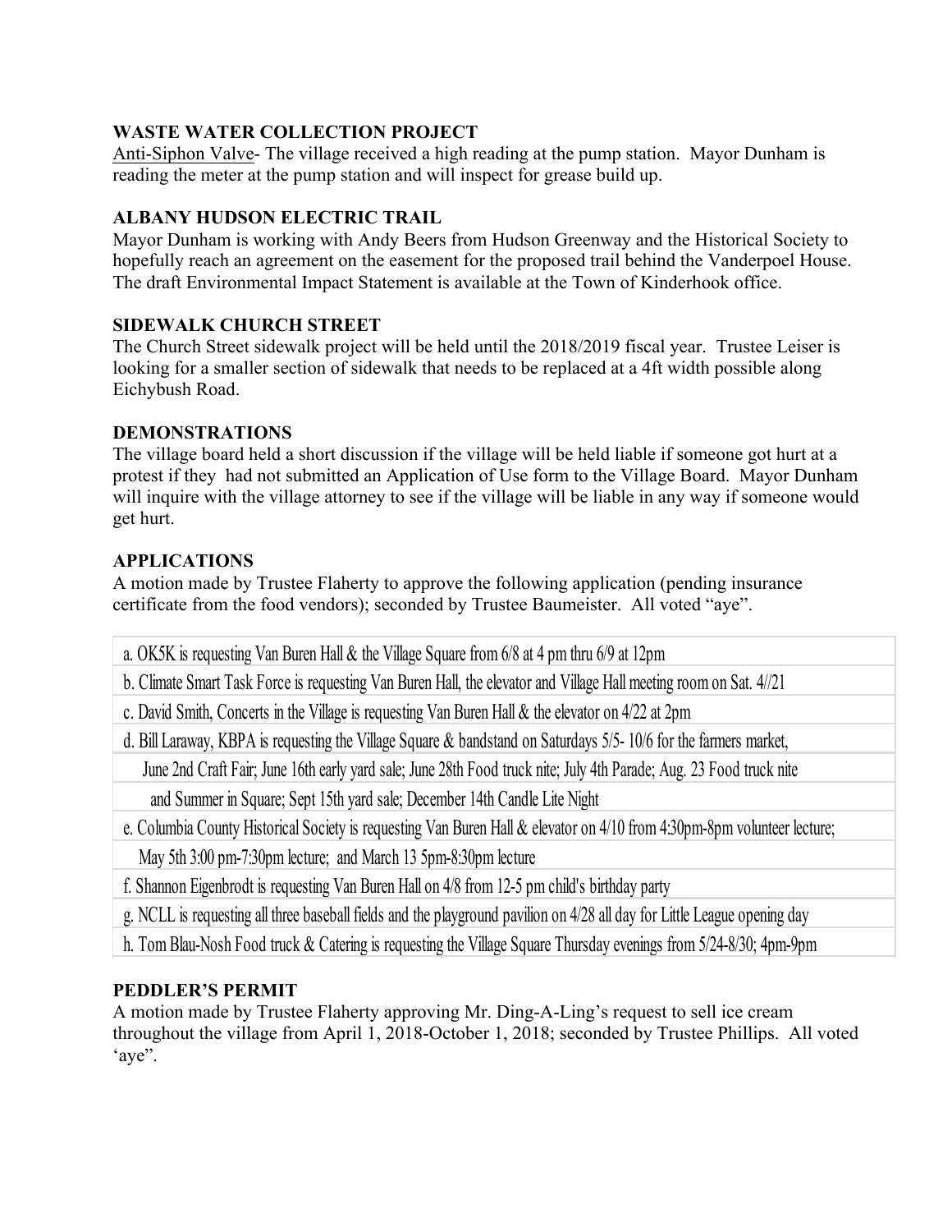**WASTE WATER COLLECTION PROJECT**

Anti-Siphon Valve- The village received a high reading at the pump station. Mayor Dunham is reading the meter at the pump station and will inspect for grease build up.

**ALBANY HUDSON ELECTRIC TRAIL**

Mayor Dunham is working with Andy Beers from Hudson Greenway and the Historical Society to hopefully reach an agreement on the easement for the proposed trail behind the Vanderpoel House. The draft Environmental Impact Statement is available at the Town of Kinderhook office.

**SIDEWALK CHURCH STREET**

The Church Street sidewalk project will be held until the 2018/2019 fiscal year. Trustee Leiser is looking for a smaller section of sidewalk that needs to be replaced at a 4ft width possible along Eichybush Road.

**DEMONSTRATIONS**

The village board held a short discussion if the village will be held liable if someone got hurt at a protest if they had not submitted an Application of Use form to the Village Board. Mayor Dunham will inquire with the village attorney to see if the village will be liable in any way if someone would get hurt.

**APPLICATIONS**

A motion made by Trustee Flaherty to approve the following application (pending insurance certificate from the food vendors); seconded by Trustee Baumeister. All voted "aye".

| |
|---|
| a. OK5K is requesting Van Buren Hall & the Village Square from 6/8 at 4 pm thru 6/9 at 12pm |
| b. Climate Smart Task Force is requesting Van Buren Hall, the elevator and Village Hall meeting room on Sat. 4//21 |
| c. David Smith, Concerts in the Village is requesting Van Buren Hall & the elevator on 4/22 at 2pm |
| d. Bill Laraway, KBPA is requesting the Village Square & bandstand on Saturdays 5/5- 10/6 for the farmers market, June 2nd Craft Fair; June 16th early yard sale; June 28th Food truck nite; July 4th Parade; Aug. 23 Food truck nite and Summer in Square; Sept 15th yard sale; December 14th Candle Lite Night |
| e. Columbia County Historical Society is requesting Van Buren Hall & elevator on 4/10 from 4:30pm-8pm volunteer lecture; May 5th 3:00 pm-7:30pm lecture; and March 13 5pm-8:30pm lecture |
| f. Shannon Eigenbrodt is requesting Van Buren Hall on 4/8 from 12-5 pm child's birthday party |
| g. NCLL is requesting all three baseball fields and the playground pavilion on 4/28 all day for Little League opening day |
| h. Tom Blau-Nosh Food truck & Catering is requesting the Village Square Thursday evenings from 5/24-8/30; 4pm-9pm |

**PEDDLER'S PERMIT**

A motion made by Trustee Flaherty approving Mr. Ding-A-Ling's request to sell ice cream throughout the village from April 1, 2018-October 1, 2018; seconded by Trustee Phillips. All voted 'aye".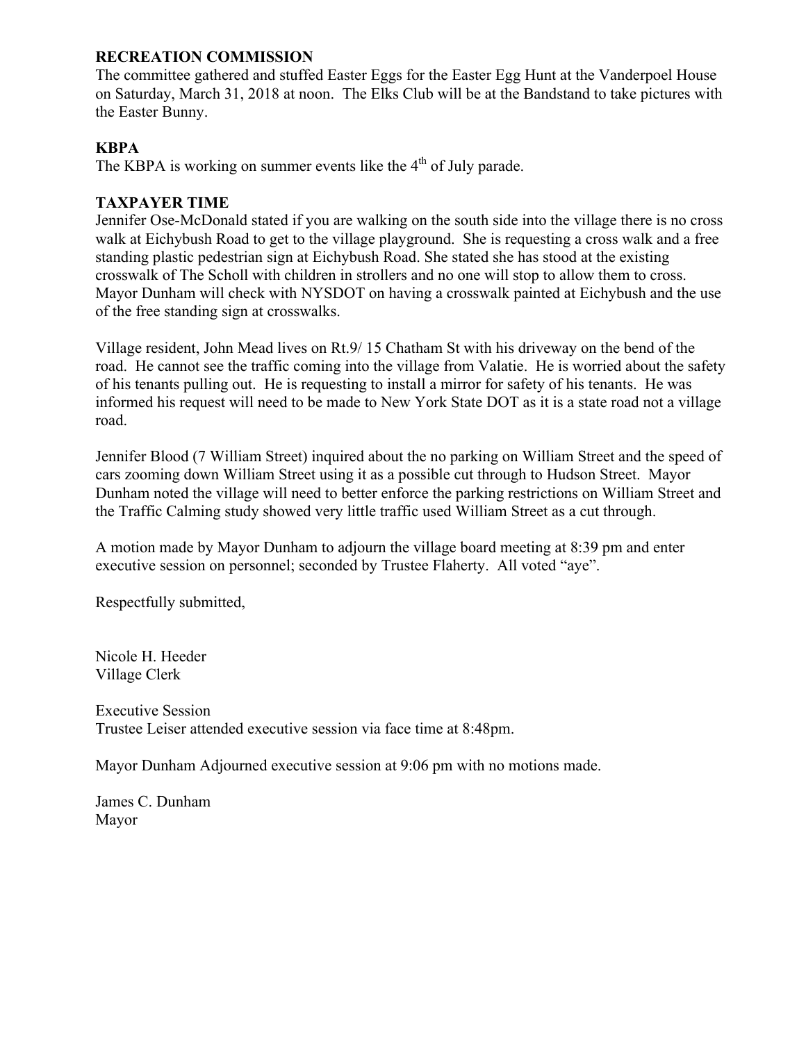**RECREATION COMMISSION**
The committee gathered and stuffed Easter Eggs for the Easter Egg Hunt at the Vanderpoel House on Saturday, March 31, 2018 at noon. The Elks Club will be at the Bandstand to take pictures with the Easter Bunny.

**KBPA**
The KBPA is working on summer events like the 4th of July parade.

**TAXPAYER TIME**
Jennifer Ose-McDonald stated if you are walking on the south side into the village there is no cross walk at Eichybush Road to get to the village playground. She is requesting a cross walk and a free standing plastic pedestrian sign at Eichybush Road. She stated she has stood at the existing crosswalk of The Scholl with children in strollers and no one will stop to allow them to cross. Mayor Dunham will check with NYSDOT on having a crosswalk painted at Eichybush and the use of the free standing sign at crosswalks.

Village resident, John Mead lives on Rt.9/ 15 Chatham St with his driveway on the bend of the road. He cannot see the traffic coming into the village from Valatie. He is worried about the safety of his tenants pulling out. He is requesting to install a mirror for safety of his tenants. He was informed his request will need to be made to New York State DOT as it is a state road not a village road.

Jennifer Blood (7 William Street) inquired about the no parking on William Street and the speed of cars zooming down William Street using it as a possible cut through to Hudson Street. Mayor Dunham noted the village will need to better enforce the parking restrictions on William Street and the Traffic Calming study showed very little traffic used William Street as a cut through.

A motion made by Mayor Dunham to adjourn the village board meeting at 8:39 pm and enter executive session on personnel; seconded by Trustee Flaherty. All voted "aye".

Respectfully submitted,

Nicole H. Heeder
Village Clerk

Executive Session
Trustee Leiser attended executive session via face time at 8:48pm.

Mayor Dunham Adjourned executive session at 9:06 pm with no motions made.

James C. Dunham
Mayor